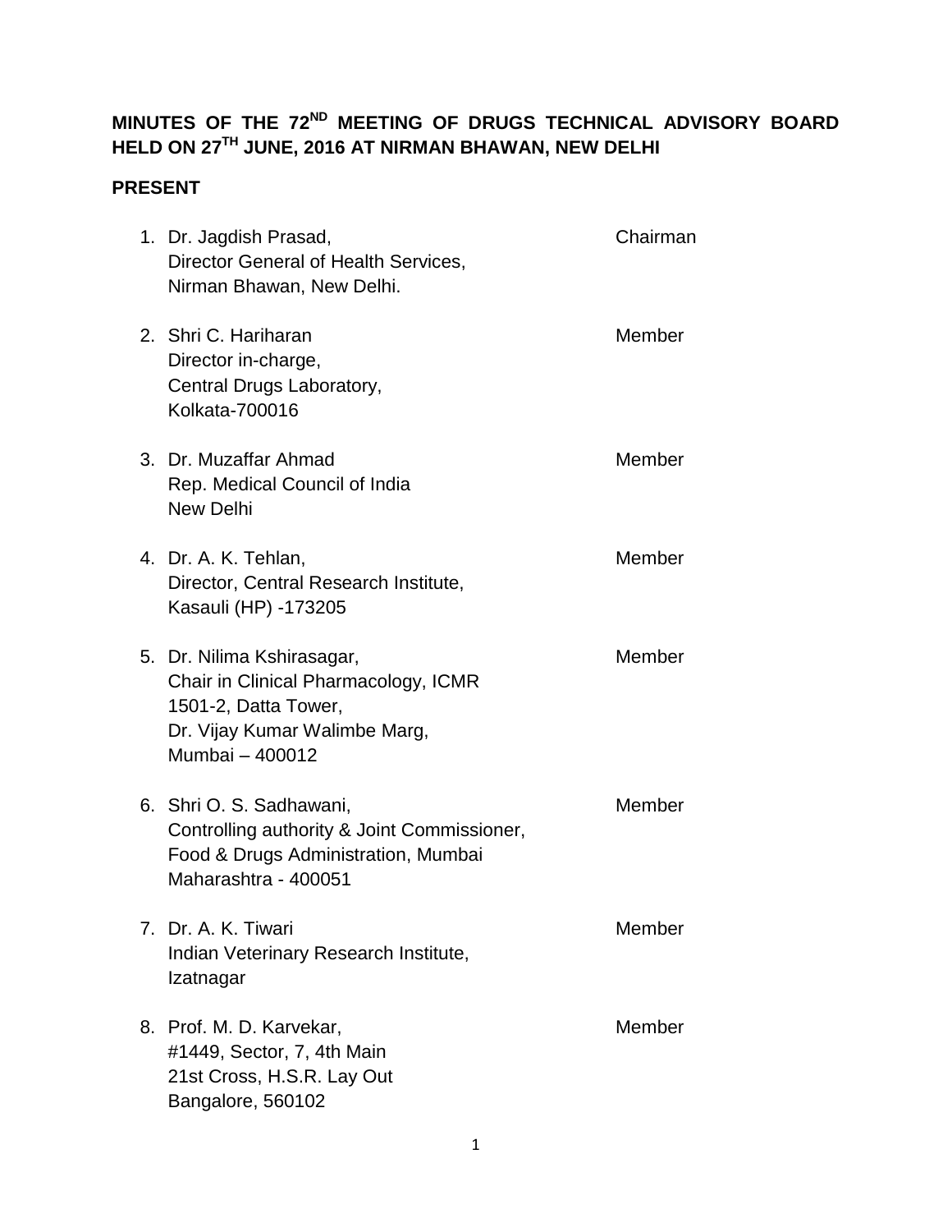# MINUTES OF THE 72ND MEETING OF DRUGS TECHNICAL ADVISORY BOARD HELD ON 27TH JUNE, 2016 AT NIRMAN BHAWAN, NEW DELHI

## PRESENT

| | | |
|---|---|---|
| 1. | Dr. Jagdish Prasad,<br>Director General of Health Services,<br>Nirman Bhawan, New Delhi. | Chairman |
| 2. | Shri C. Hariharan<br>Director in-charge,<br>Central Drugs Laboratory,<br>Kolkata-700016 | Member |
| 3. | Dr. Muzaffar Ahmad<br>Rep. Medical Council of India<br>New Delhi | Member |
| 4. | Dr. A. K. Tehlan,<br>Director, Central Research Institute,<br>Kasauli (HP) -173205 | Member |
| 5. | Dr. Nilima Kshirasagar,<br>Chair in Clinical Pharmacology, ICMR<br>1501-2, Datta Tower,<br>Dr. Vijay Kumar Walimbe Marg,<br>Mumbai – 400012 | Member |
| 6. | Shri O. S. Sadhawani,<br>Controlling authority & Joint Commissioner,<br>Food & Drugs Administration, Mumbai<br>Maharashtra - 400051 | Member |
| 7. | Dr. A. K. Tiwari<br>Indian Veterinary Research Institute,<br>Izatnagar | Member |
| 8. | Prof. M. D. Karvekar,<br>#1449, Sector, 7, 4th Main<br>21st Cross, H.S.R. Lay Out<br>Bangalore, 560102 | Member |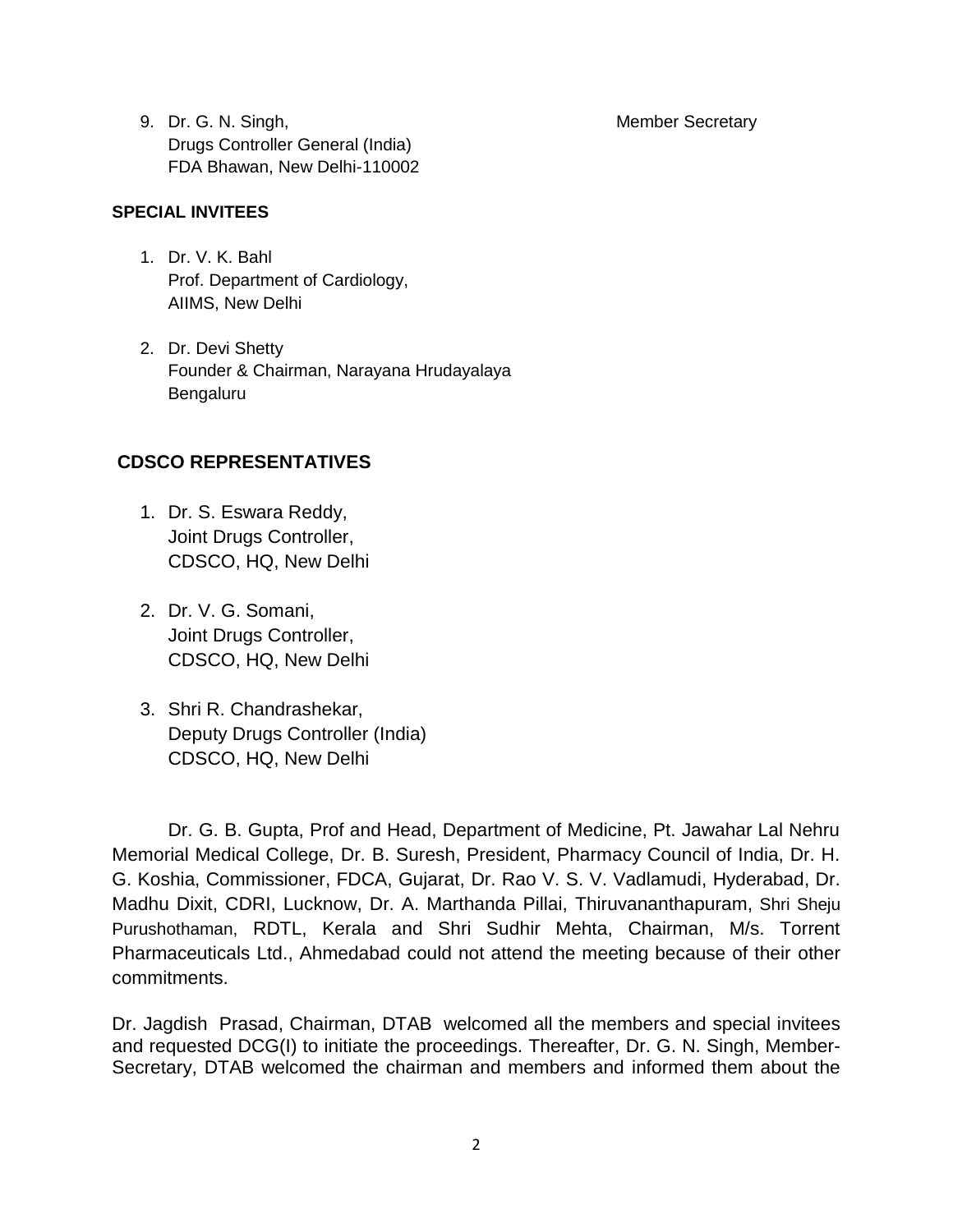9. Dr. G. N. Singh, Member Secretary
   Drugs Controller General (India)
   FDA Bhawan, New Delhi-110002

**SPECIAL INVITEES**

1. Dr. V. K. Bahl
   Prof. Department of Cardiology,
   AIIMS, New Delhi

2. Dr. Devi Shetty
   Founder & Chairman, Narayana Hrudayalaya
   Bengaluru

**CDSCO REPRESENTATIVES**

1. Dr. S. Eswara Reddy,
   Joint Drugs Controller,
   CDSCO, HQ, New Delhi

2. Dr. V. G. Somani,
   Joint Drugs Controller,
   CDSCO, HQ, New Delhi

3. Shri R. Chandrashekar,
   Deputy Drugs Controller (India)
   CDSCO, HQ, New Delhi

Dr. G. B. Gupta, Prof and Head, Department of Medicine, Pt. Jawahar Lal Nehru Memorial Medical College, Dr. B. Suresh, President, Pharmacy Council of India, Dr. H. G. Koshia, Commissioner, FDCA, Gujarat, Dr. Rao V. S. V. Vadlamudi, Hyderabad, Dr. Madhu Dixit, CDRI, Lucknow, Dr. A. Marthanda Pillai, Thiruvananthapuram, Shri Sheju Purushothaman, RDTL, Kerala and Shri Sudhir Mehta, Chairman, M/s. Torrent Pharmaceuticals Ltd., Ahmedabad could not attend the meeting because of their other commitments.

Dr. Jagdish Prasad, Chairman, DTAB welcomed all the members and special invitees and requested DCG(I) to initiate the proceedings. Thereafter, Dr. G. N. Singh, Member-Secretary, DTAB welcomed the chairman and members and informed them about the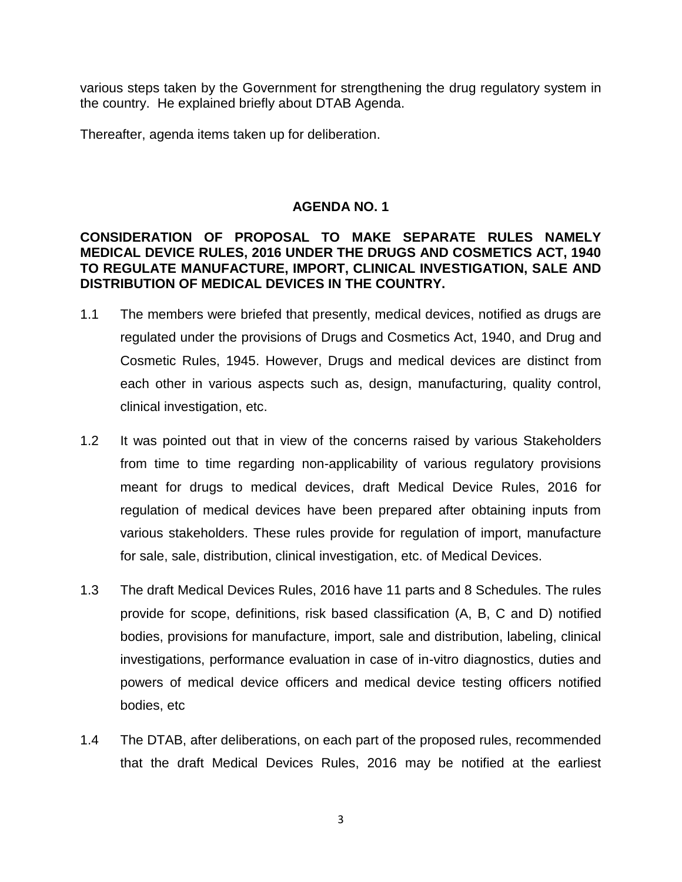various steps taken by the Government for strengthening the drug regulatory system in the country. He explained briefly about DTAB Agenda.

Thereafter, agenda items taken up for deliberation.

## AGENDA NO. 1

**CONSIDERATION OF PROPOSAL TO MAKE SEPARATE RULES NAMELY MEDICAL DEVICE RULES, 2016 UNDER THE DRUGS AND COSMETICS ACT, 1940 TO REGULATE MANUFACTURE, IMPORT, CLINICAL INVESTIGATION, SALE AND DISTRIBUTION OF MEDICAL DEVICES IN THE COUNTRY.**

1.1 The members were briefed that presently, medical devices, notified as drugs are regulated under the provisions of Drugs and Cosmetics Act, 1940, and Drug and Cosmetic Rules, 1945. However, Drugs and medical devices are distinct from each other in various aspects such as, design, manufacturing, quality control, clinical investigation, etc.

1.2 It was pointed out that in view of the concerns raised by various Stakeholders from time to time regarding non-applicability of various regulatory provisions meant for drugs to medical devices, draft Medical Device Rules, 2016 for regulation of medical devices have been prepared after obtaining inputs from various stakeholders. These rules provide for regulation of import, manufacture for sale, sale, distribution, clinical investigation, etc. of Medical Devices.

1.3 The draft Medical Devices Rules, 2016 have 11 parts and 8 Schedules. The rules provide for scope, definitions, risk based classification (A, B, C and D) notified bodies, provisions for manufacture, import, sale and distribution, labeling, clinical investigations, performance evaluation in case of in-vitro diagnostics, duties and powers of medical device officers and medical device testing officers notified bodies, etc

1.4 The DTAB, after deliberations, on each part of the proposed rules, recommended that the draft Medical Devices Rules, 2016 may be notified at the earliest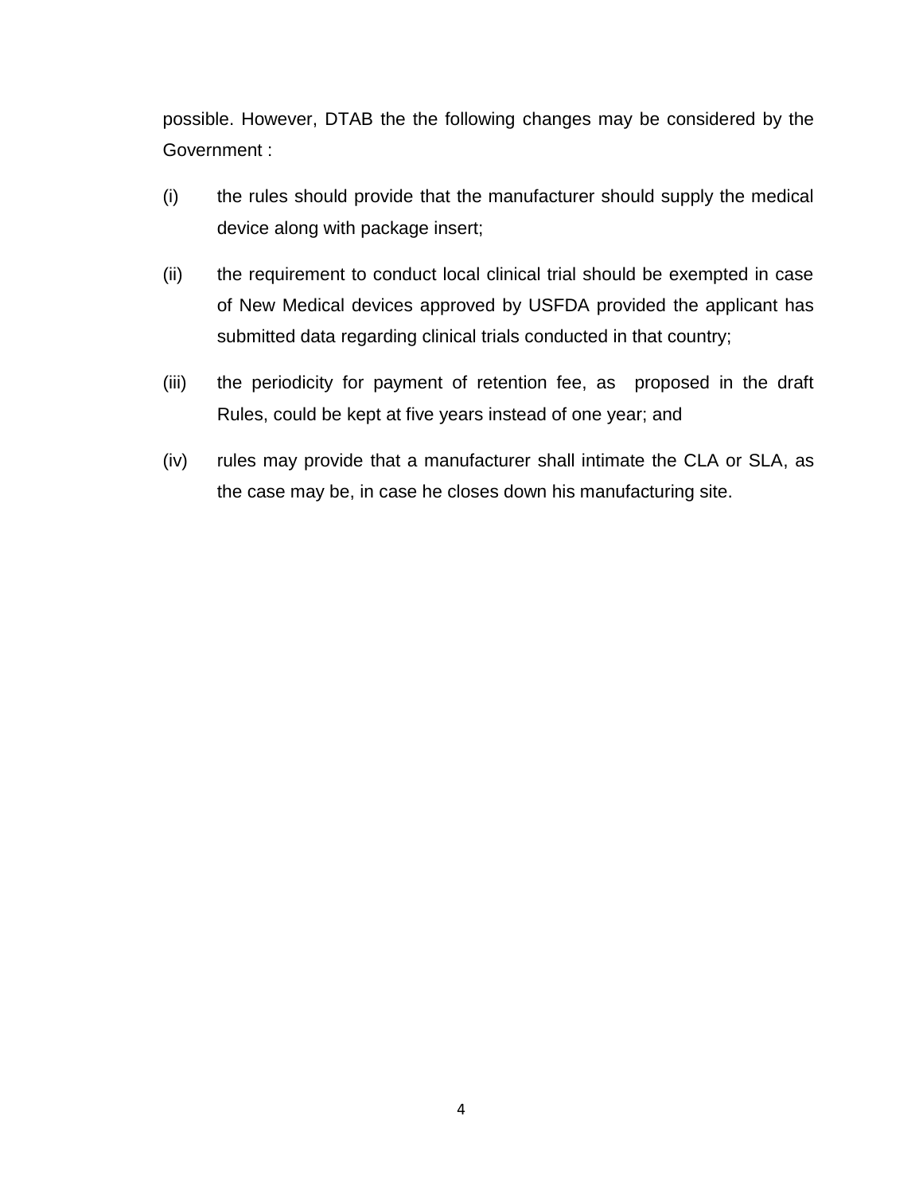possible. However, DTAB the the following changes may be considered by the Government :

(i) the rules should provide that the manufacturer should supply the medical device along with package insert;

(ii) the requirement to conduct local clinical trial should be exempted in case of New Medical devices approved by USFDA provided the applicant has submitted data regarding clinical trials conducted in that country;

(iii) the periodicity for payment of retention fee, as proposed in the draft Rules, could be kept at five years instead of one year; and

(iv) rules may provide that a manufacturer shall intimate the CLA or SLA, as the case may be, in case he closes down his manufacturing site.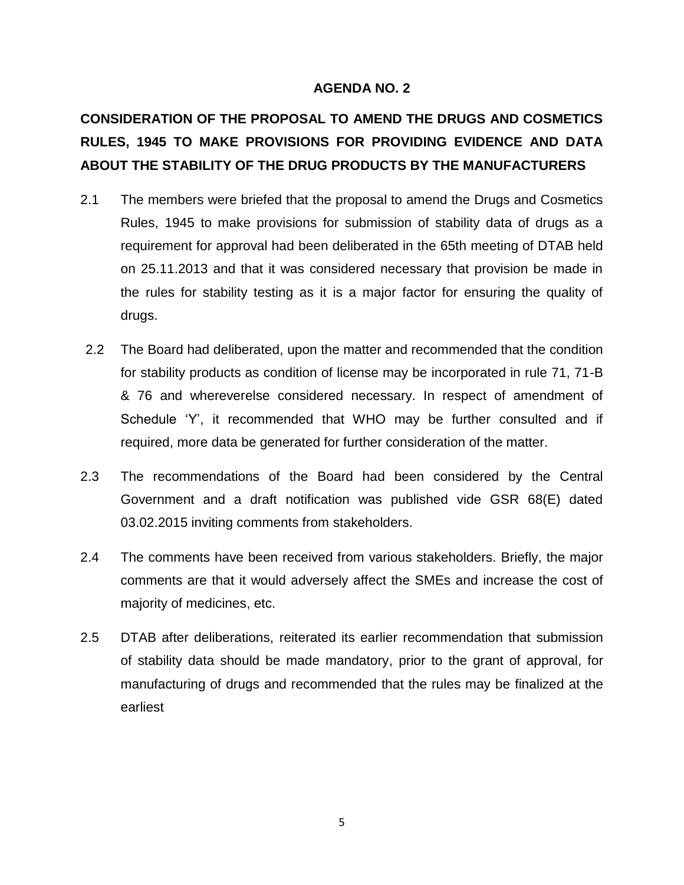## AGENDA NO. 2

## CONSIDERATION OF THE PROPOSAL TO AMEND THE DRUGS AND COSMETICS RULES, 1945 TO MAKE PROVISIONS FOR PROVIDING EVIDENCE AND DATA ABOUT THE STABILITY OF THE DRUG PRODUCTS BY THE MANUFACTURERS

2.1 The members were briefed that the proposal to amend the Drugs and Cosmetics Rules, 1945 to make provisions for submission of stability data of drugs as a requirement for approval had been deliberated in the 65th meeting of DTAB held on 25.11.2013 and that it was considered necessary that provision be made in the rules for stability testing as it is a major factor for ensuring the quality of drugs.

2.2 The Board had deliberated, upon the matter and recommended that the condition for stability products as condition of license may be incorporated in rule 71, 71-B & 76 and whereverelse considered necessary. In respect of amendment of Schedule 'Y', it recommended that WHO may be further consulted and if required, more data be generated for further consideration of the matter.

2.3 The recommendations of the Board had been considered by the Central Government and a draft notification was published vide GSR 68(E) dated 03.02.2015 inviting comments from stakeholders.

2.4 The comments have been received from various stakeholders. Briefly, the major comments are that it would adversely affect the SMEs and increase the cost of majority of medicines, etc.

2.5 DTAB after deliberations, reiterated its earlier recommendation that submission of stability data should be made mandatory, prior to the grant of approval, for manufacturing of drugs and recommended that the rules may be finalized at the earliest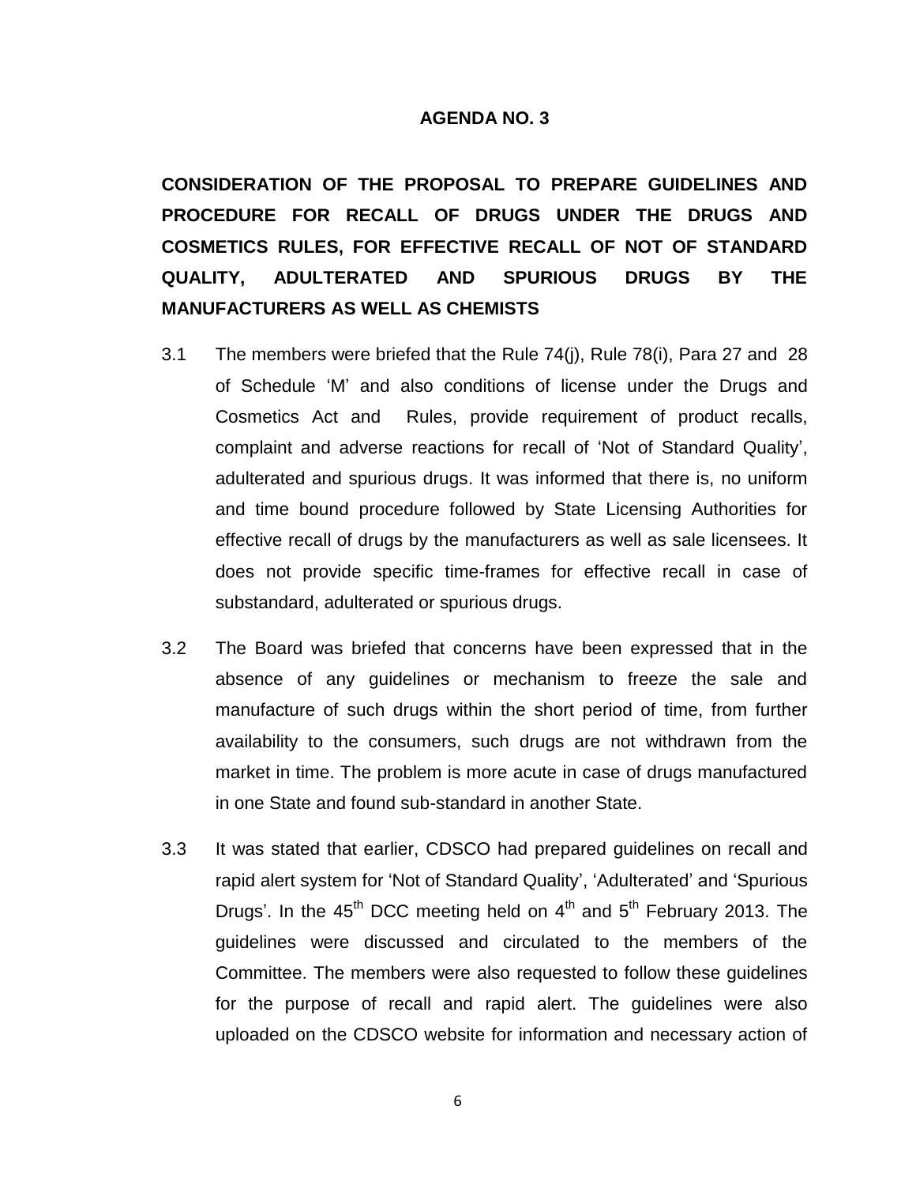**AGENDA NO. 3**

**CONSIDERATION OF THE PROPOSAL TO PREPARE GUIDELINES AND PROCEDURE FOR RECALL OF DRUGS UNDER THE DRUGS AND COSMETICS RULES, FOR EFFECTIVE RECALL OF NOT OF STANDARD QUALITY, ADULTERATED AND SPURIOUS DRUGS BY THE MANUFACTURERS AS WELL AS CHEMISTS**

3.1 The members were briefed that the Rule 74(j), Rule 78(i), Para 27 and 28 of Schedule 'M' and also conditions of license under the Drugs and Cosmetics Act and Rules, provide requirement of product recalls, complaint and adverse reactions for recall of 'Not of Standard Quality', adulterated and spurious drugs. It was informed that there is, no uniform and time bound procedure followed by State Licensing Authorities for effective recall of drugs by the manufacturers as well as sale licensees. It does not provide specific time-frames for effective recall in case of substandard, adulterated or spurious drugs.

3.2 The Board was briefed that concerns have been expressed that in the absence of any guidelines or mechanism to freeze the sale and manufacture of such drugs within the short period of time, from further availability to the consumers, such drugs are not withdrawn from the market in time. The problem is more acute in case of drugs manufactured in one State and found sub-standard in another State.

3.3 It was stated that earlier, CDSCO had prepared guidelines on recall and rapid alert system for 'Not of Standard Quality', 'Adulterated' and 'Spurious Drugs'. In the 45th DCC meeting held on 4th and 5th February 2013. The guidelines were discussed and circulated to the members of the Committee. The members were also requested to follow these guidelines for the purpose of recall and rapid alert. The guidelines were also uploaded on the CDSCO website for information and necessary action of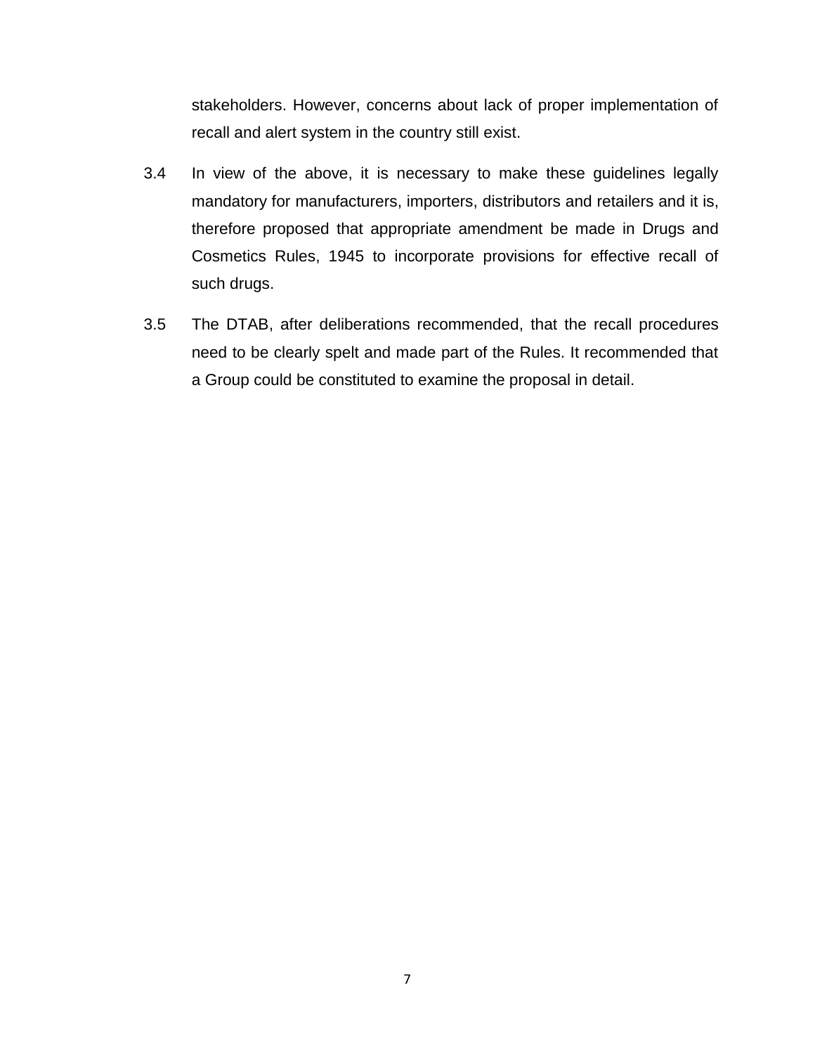stakeholders. However, concerns about lack of proper implementation of recall and alert system in the country still exist.

3.4 In view of the above, it is necessary to make these guidelines legally mandatory for manufacturers, importers, distributors and retailers and it is, therefore proposed that appropriate amendment be made in Drugs and Cosmetics Rules, 1945 to incorporate provisions for effective recall of such drugs.

3.5 The DTAB, after deliberations recommended, that the recall procedures need to be clearly spelt and made part of the Rules. It recommended that a Group could be constituted to examine the proposal in detail.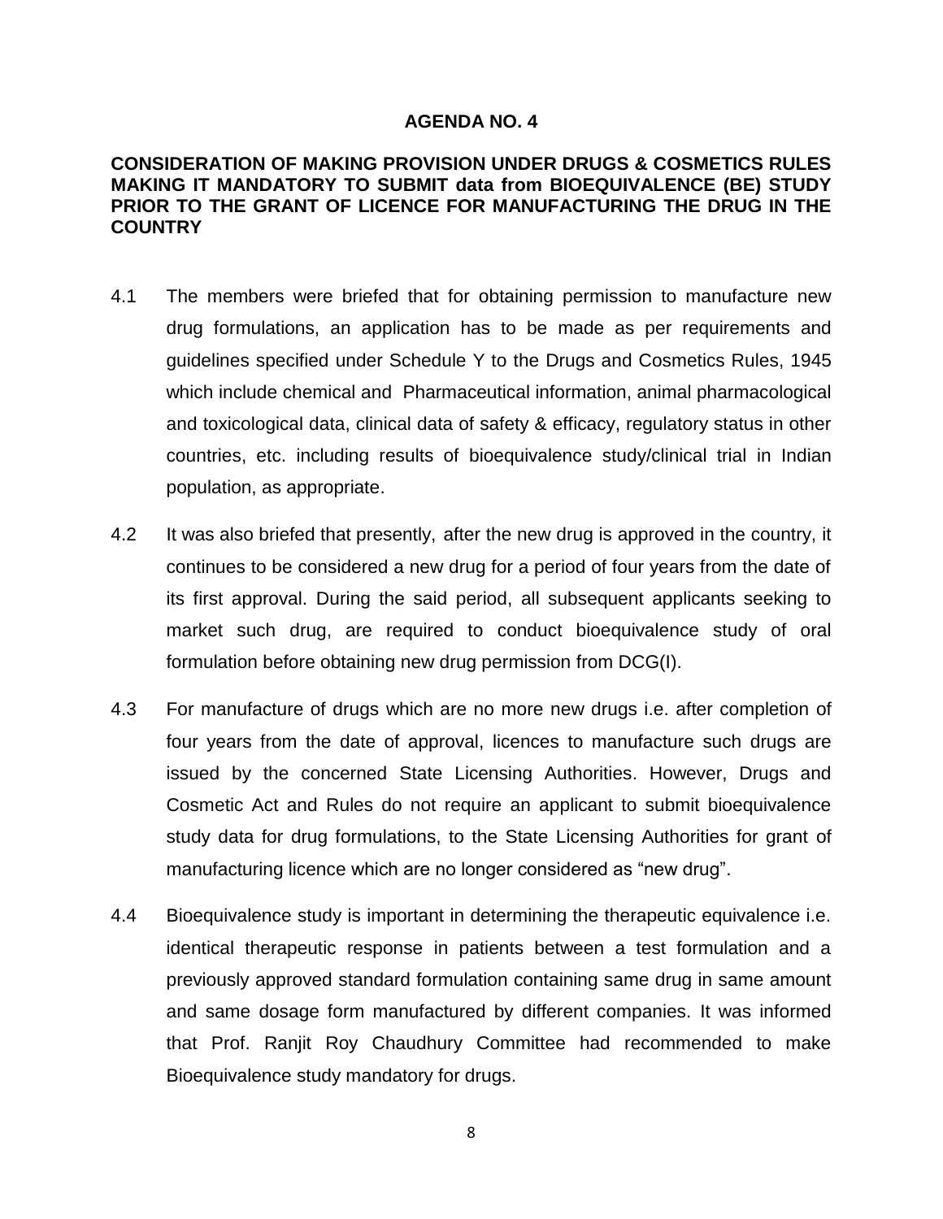## AGENDA NO. 4

**CONSIDERATION OF MAKING PROVISION UNDER DRUGS & COSMETICS RULES MAKING IT MANDATORY TO SUBMIT data from BIOEQUIVALENCE (BE) STUDY PRIOR TO THE GRANT OF LICENCE FOR MANUFACTURING THE DRUG IN THE COUNTRY**

4.1 The members were briefed that for obtaining permission to manufacture new drug formulations, an application has to be made as per requirements and guidelines specified under Schedule Y to the Drugs and Cosmetics Rules, 1945 which include chemical and Pharmaceutical information, animal pharmacological and toxicological data, clinical data of safety & efficacy, regulatory status in other countries, etc. including results of bioequivalence study/clinical trial in Indian population, as appropriate.

4.2 It was also briefed that presently, after the new drug is approved in the country, it continues to be considered a new drug for a period of four years from the date of its first approval. During the said period, all subsequent applicants seeking to market such drug, are required to conduct bioequivalence study of oral formulation before obtaining new drug permission from DCG(I).

4.3 For manufacture of drugs which are no more new drugs i.e. after completion of four years from the date of approval, licences to manufacture such drugs are issued by the concerned State Licensing Authorities. However, Drugs and Cosmetic Act and Rules do not require an applicant to submit bioequivalence study data for drug formulations, to the State Licensing Authorities for grant of manufacturing licence which are no longer considered as "new drug".

4.4 Bioequivalence study is important in determining the therapeutic equivalence i.e. identical therapeutic response in patients between a test formulation and a previously approved standard formulation containing same drug in same amount and same dosage form manufactured by different companies. It was informed that Prof. Ranjit Roy Chaudhury Committee had recommended to make Bioequivalence study mandatory for drugs.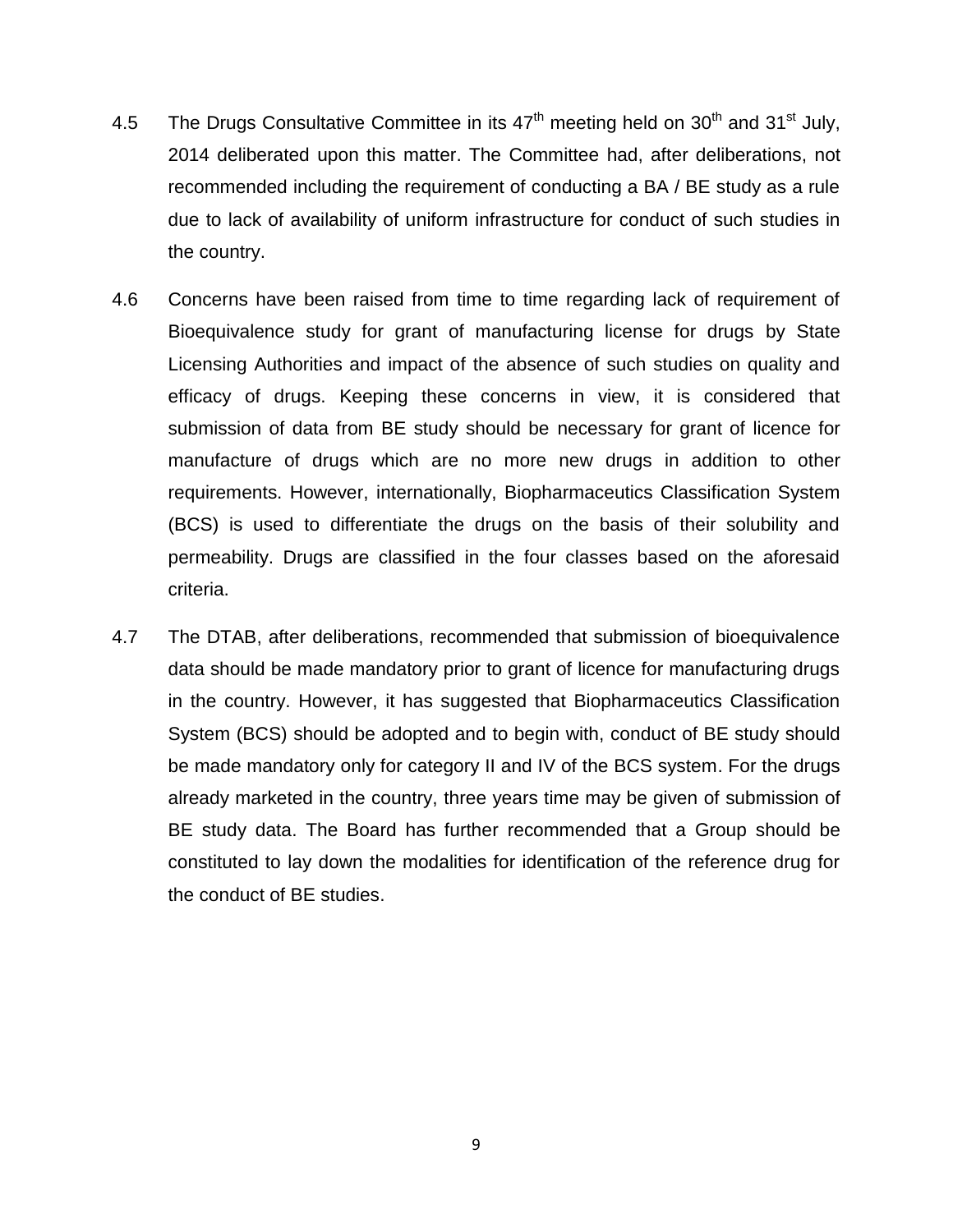4.5 The Drugs Consultative Committee in its 47th meeting held on 30th and 31st July, 2014 deliberated upon this matter. The Committee had, after deliberations, not recommended including the requirement of conducting a BA / BE study as a rule due to lack of availability of uniform infrastructure for conduct of such studies in the country.

4.6 Concerns have been raised from time to time regarding lack of requirement of Bioequivalence study for grant of manufacturing license for drugs by State Licensing Authorities and impact of the absence of such studies on quality and efficacy of drugs. Keeping these concerns in view, it is considered that submission of data from BE study should be necessary for grant of licence for manufacture of drugs which are no more new drugs in addition to other requirements. However, internationally, Biopharmaceutics Classification System (BCS) is used to differentiate the drugs on the basis of their solubility and permeability. Drugs are classified in the four classes based on the aforesaid criteria.

4.7 The DTAB, after deliberations, recommended that submission of bioequivalence data should be made mandatory prior to grant of licence for manufacturing drugs in the country. However, it has suggested that Biopharmaceutics Classification System (BCS) should be adopted and to begin with, conduct of BE study should be made mandatory only for category II and IV of the BCS system. For the drugs already marketed in the country, three years time may be given of submission of BE study data. The Board has further recommended that a Group should be constituted to lay down the modalities for identification of the reference drug for the conduct of BE studies.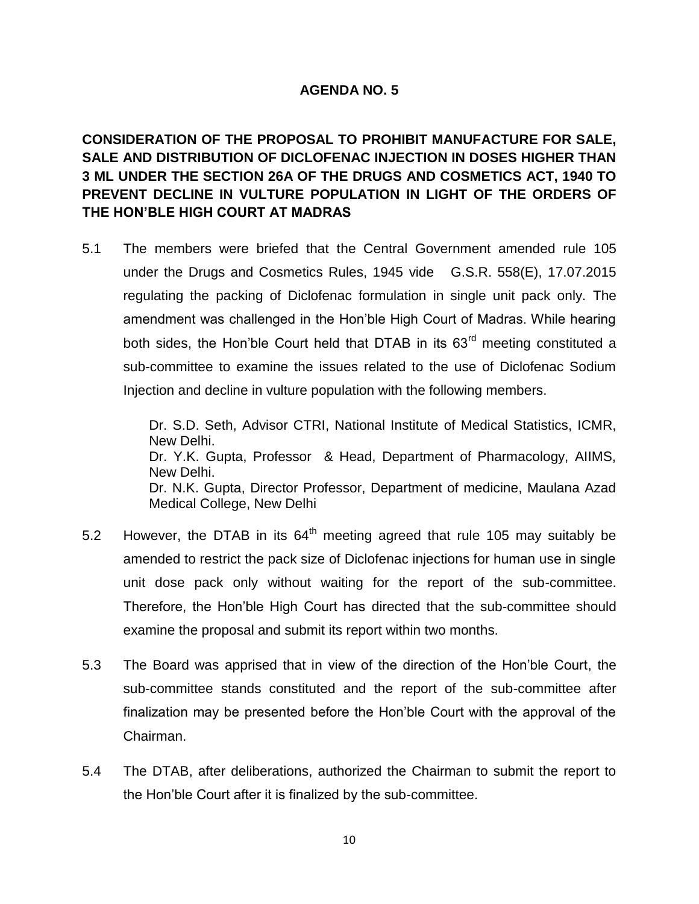## AGENDA NO. 5

## CONSIDERATION OF THE PROPOSAL TO PROHIBIT MANUFACTURE FOR SALE, SALE AND DISTRIBUTION OF DICLOFENAC INJECTION IN DOSES HIGHER THAN 3 ML UNDER THE SECTION 26A OF THE DRUGS AND COSMETICS ACT, 1940 TO PREVENT DECLINE IN VULTURE POPULATION IN LIGHT OF THE ORDERS OF THE HON'BLE HIGH COURT AT MADRAS

5.1 The members were briefed that the Central Government amended rule 105 under the Drugs and Cosmetics Rules, 1945 vide G.S.R. 558(E), 17.07.2015 regulating the packing of Diclofenac formulation in single unit pack only. The amendment was challenged in the Hon'ble High Court of Madras. While hearing both sides, the Hon'ble Court held that DTAB in its 63rd meeting constituted a sub-committee to examine the issues related to the use of Diclofenac Sodium Injection and decline in vulture population with the following members.

Dr. S.D. Seth, Advisor CTRI, National Institute of Medical Statistics, ICMR, New Delhi.
Dr. Y.K. Gupta, Professor & Head, Department of Pharmacology, AIIMS, New Delhi.
Dr. N.K. Gupta, Director Professor, Department of medicine, Maulana Azad Medical College, New Delhi

5.2 However, the DTAB in its 64th meeting agreed that rule 105 may suitably be amended to restrict the pack size of Diclofenac injections for human use in single unit dose pack only without waiting for the report of the sub-committee. Therefore, the Hon'ble High Court has directed that the sub-committee should examine the proposal and submit its report within two months.

5.3 The Board was apprised that in view of the direction of the Hon'ble Court, the sub-committee stands constituted and the report of the sub-committee after finalization may be presented before the Hon'ble Court with the approval of the Chairman.

5.4 The DTAB, after deliberations, authorized the Chairman to submit the report to the Hon'ble Court after it is finalized by the sub-committee.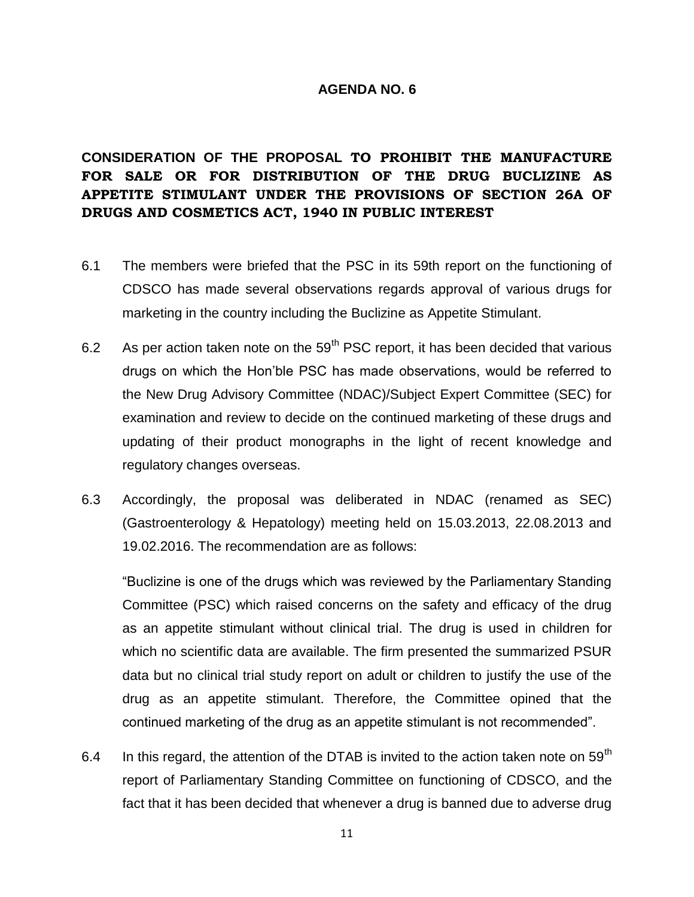## AGENDA NO. 6

**CONSIDERATION OF THE PROPOSAL TO PROHIBIT THE MANUFACTURE FOR SALE OR FOR DISTRIBUTION OF THE DRUG BUCLIZINE AS APPETITE STIMULANT UNDER THE PROVISIONS OF SECTION 26A OF DRUGS AND COSMETICS ACT, 1940 IN PUBLIC INTEREST**

6.1 The members were briefed that the PSC in its 59th report on the functioning of CDSCO has made several observations regards approval of various drugs for marketing in the country including the Buclizine as Appetite Stimulant.

6.2 As per action taken note on the 59th PSC report, it has been decided that various drugs on which the Hon'ble PSC has made observations, would be referred to the New Drug Advisory Committee (NDAC)/Subject Expert Committee (SEC) for examination and review to decide on the continued marketing of these drugs and updating of their product monographs in the light of recent knowledge and regulatory changes overseas.

6.3 Accordingly, the proposal was deliberated in NDAC (renamed as SEC) (Gastroenterology & Hepatology) meeting held on 15.03.2013, 22.08.2013 and 19.02.2016. The recommendation are as follows:

"Buclizine is one of the drugs which was reviewed by the Parliamentary Standing Committee (PSC) which raised concerns on the safety and efficacy of the drug as an appetite stimulant without clinical trial. The drug is used in children for which no scientific data are available. The firm presented the summarized PSUR data but no clinical trial study report on adult or children to justify the use of the drug as an appetite stimulant. Therefore, the Committee opined that the continued marketing of the drug as an appetite stimulant is not recommended".

6.4 In this regard, the attention of the DTAB is invited to the action taken note on 59th report of Parliamentary Standing Committee on functioning of CDSCO, and the fact that it has been decided that whenever a drug is banned due to adverse drug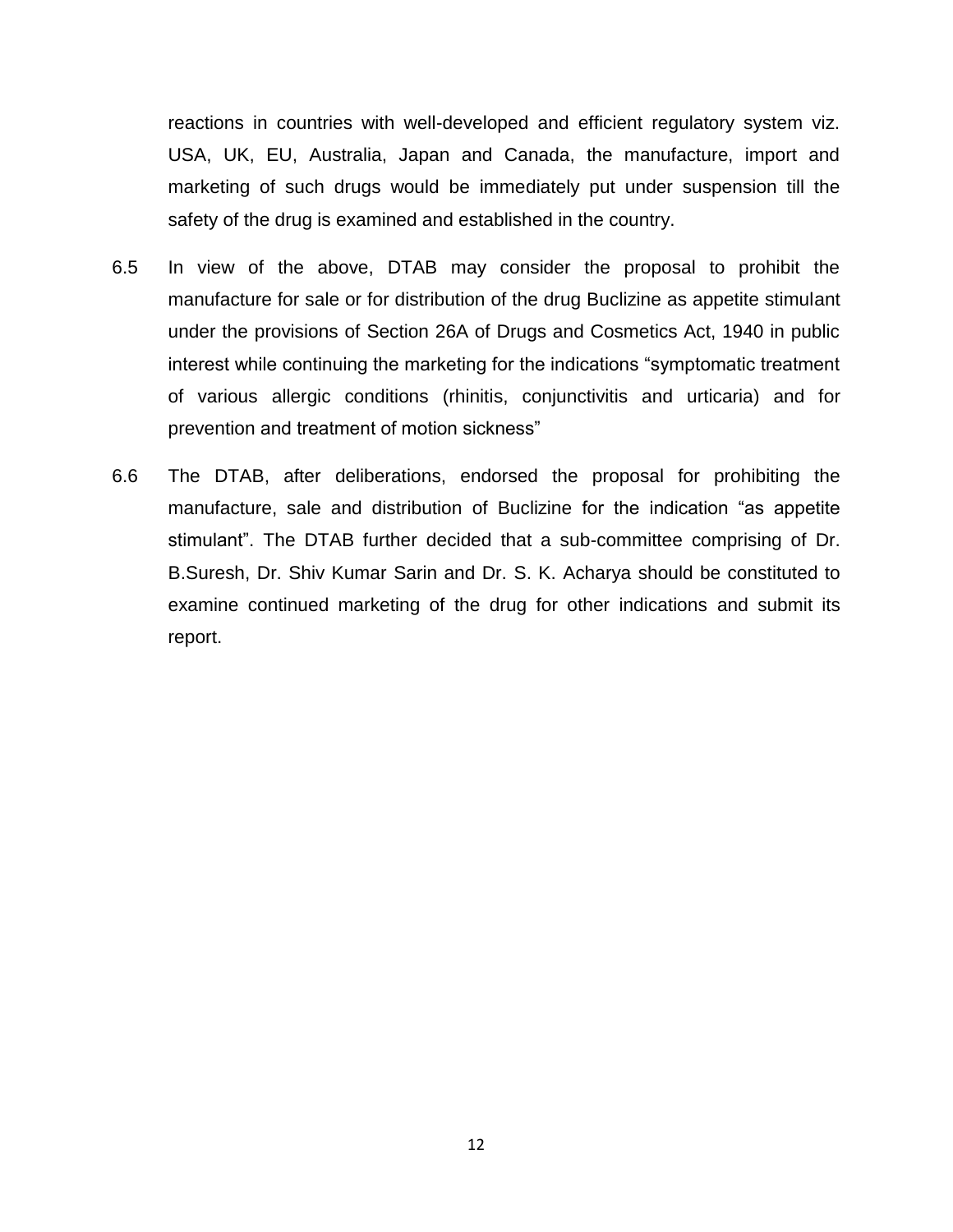reactions in countries with well-developed and efficient regulatory system viz. USA, UK, EU, Australia, Japan and Canada, the manufacture, import and marketing of such drugs would be immediately put under suspension till the safety of the drug is examined and established in the country.

6.5 In view of the above, DTAB may consider the proposal to prohibit the manufacture for sale or for distribution of the drug Buclizine as appetite stimulant under the provisions of Section 26A of Drugs and Cosmetics Act, 1940 in public interest while continuing the marketing for the indications "symptomatic treatment of various allergic conditions (rhinitis, conjunctivitis and urticaria) and for prevention and treatment of motion sickness"

6.6 The DTAB, after deliberations, endorsed the proposal for prohibiting the manufacture, sale and distribution of Buclizine for the indication "as appetite stimulant". The DTAB further decided that a sub-committee comprising of Dr. B.Suresh, Dr. Shiv Kumar Sarin and Dr. S. K. Acharya should be constituted to examine continued marketing of the drug for other indications and submit its report.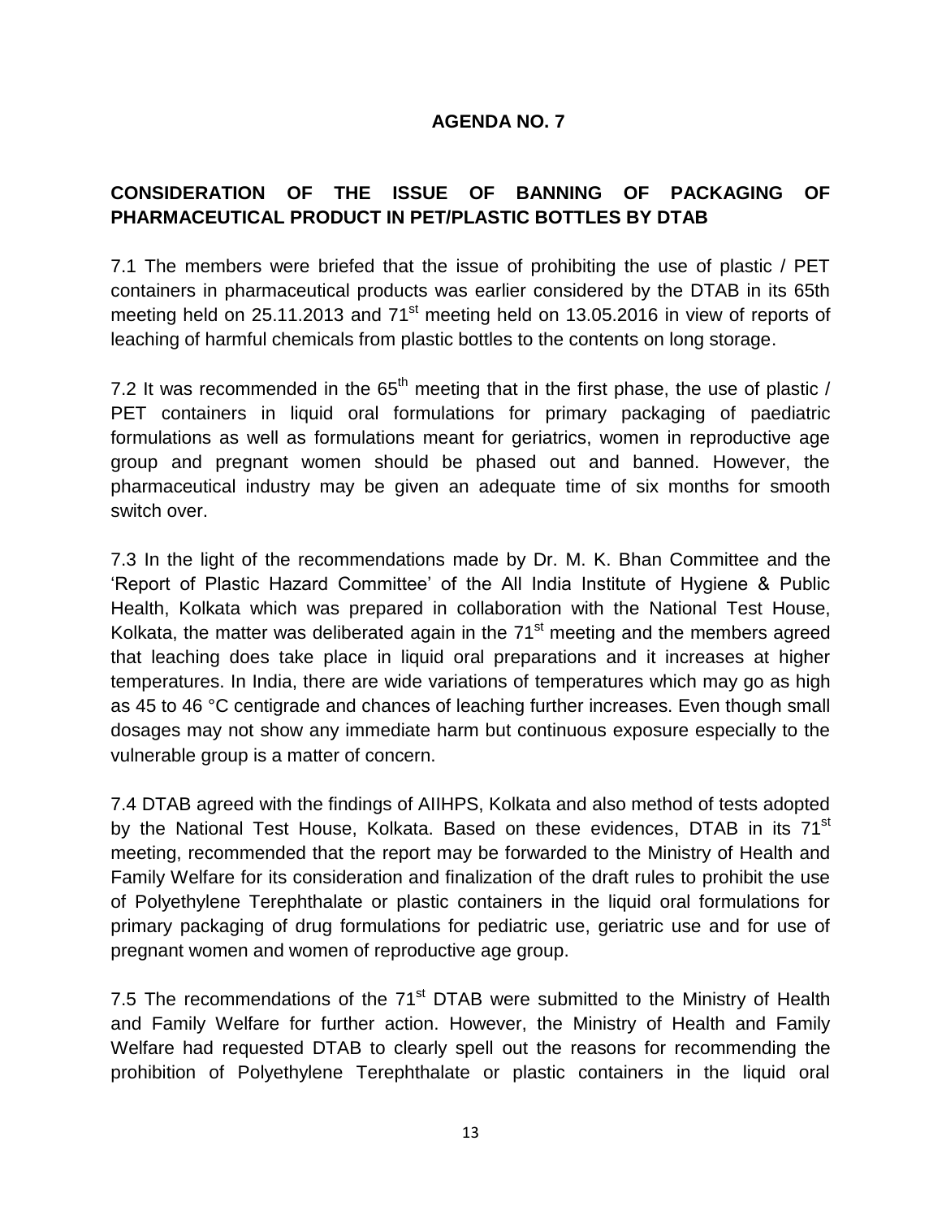## AGENDA NO. 7

### CONSIDERATION OF THE ISSUE OF BANNING OF PACKAGING OF PHARMACEUTICAL PRODUCT IN PET/PLASTIC BOTTLES BY DTAB

7.1 The members were briefed that the issue of prohibiting the use of plastic / PET containers in pharmaceutical products was earlier considered by the DTAB in its 65th meeting held on 25.11.2013 and 71st meeting held on 13.05.2016 in view of reports of leaching of harmful chemicals from plastic bottles to the contents on long storage.

7.2 It was recommended in the 65th meeting that in the first phase, the use of plastic / PET containers in liquid oral formulations for primary packaging of paediatric formulations as well as formulations meant for geriatrics, women in reproductive age group and pregnant women should be phased out and banned. However, the pharmaceutical industry may be given an adequate time of six months for smooth switch over.

7.3 In the light of the recommendations made by Dr. M. K. Bhan Committee and the 'Report of Plastic Hazard Committee' of the All India Institute of Hygiene & Public Health, Kolkata which was prepared in collaboration with the National Test House, Kolkata, the matter was deliberated again in the 71st meeting and the members agreed that leaching does take place in liquid oral preparations and it increases at higher temperatures. In India, there are wide variations of temperatures which may go as high as 45 to 46 °C centigrade and chances of leaching further increases. Even though small dosages may not show any immediate harm but continuous exposure especially to the vulnerable group is a matter of concern.

7.4 DTAB agreed with the findings of AIIHPS, Kolkata and also method of tests adopted by the National Test House, Kolkata. Based on these evidences, DTAB in its 71st meeting, recommended that the report may be forwarded to the Ministry of Health and Family Welfare for its consideration and finalization of the draft rules to prohibit the use of Polyethylene Terephthalate or plastic containers in the liquid oral formulations for primary packaging of drug formulations for pediatric use, geriatric use and for use of pregnant women and women of reproductive age group.

7.5 The recommendations of the 71st DTAB were submitted to the Ministry of Health and Family Welfare for further action. However, the Ministry of Health and Family Welfare had requested DTAB to clearly spell out the reasons for recommending the prohibition of Polyethylene Terephthalate or plastic containers in the liquid oral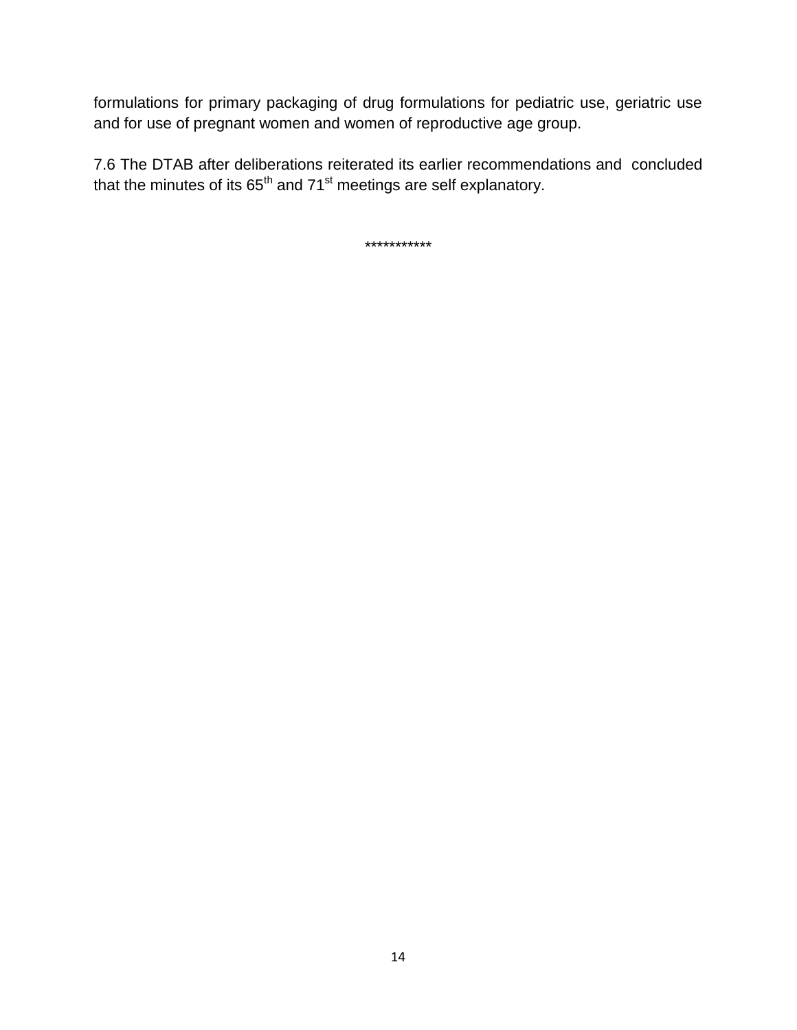formulations for primary packaging of drug formulations for pediatric use, geriatric use and for use of pregnant women and women of reproductive age group.

7.6 The DTAB after deliberations reiterated its earlier recommendations and concluded that the minutes of its 65th and 71st meetings are self explanatory.

***********